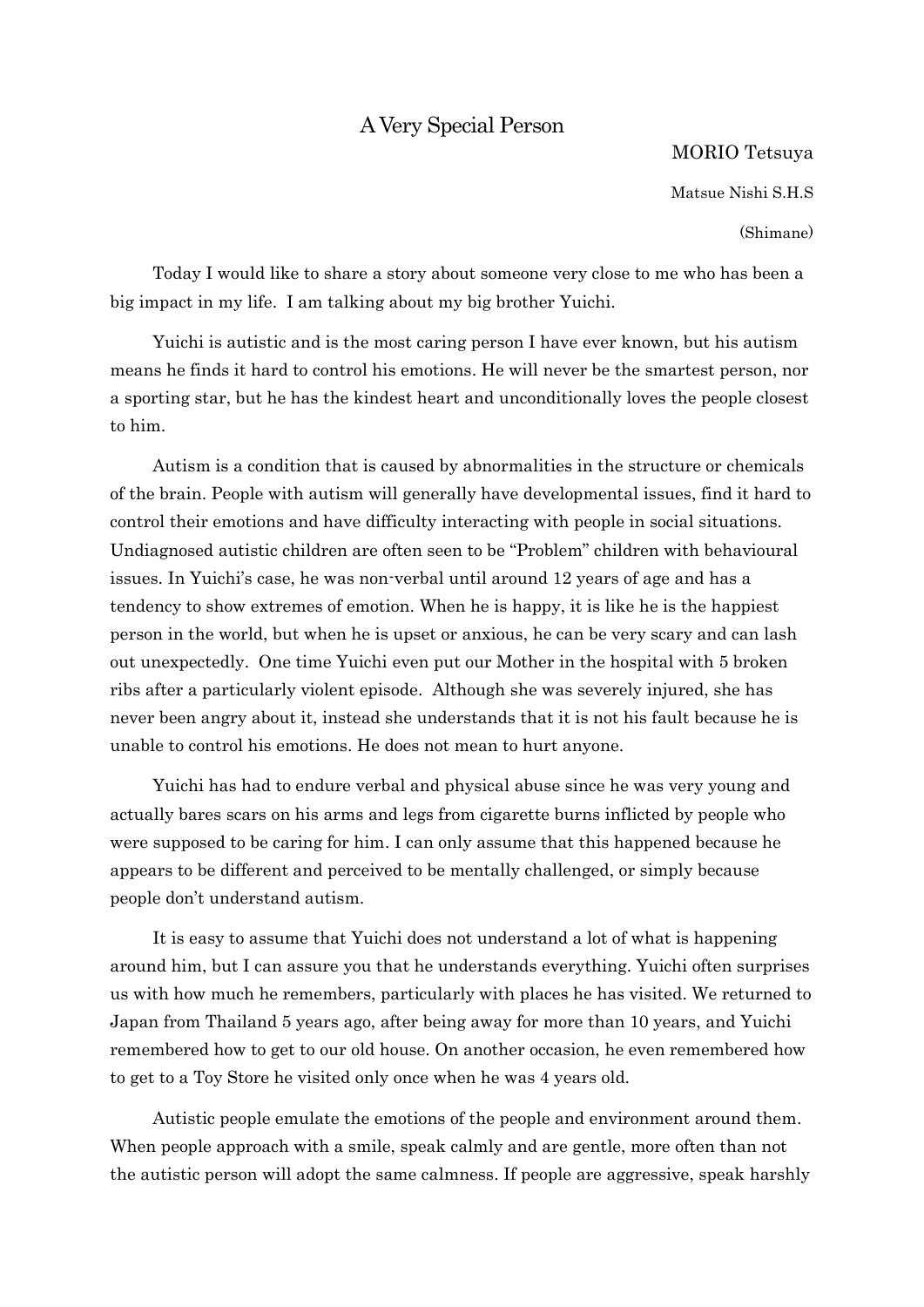# A Very Special Person

MORIO Tetsuya

Matsue Nishi S.H.S

(Shimane)

Today I would like to share a story about someone very close to me who has been a big impact in my life. I am talking about my big brother Yuichi.

Yuichi is autistic and is the most caring person I have ever known, but his autism means he finds it hard to control his emotions. He will never be the smartest person, nor a sporting star, but he has the kindest heart and unconditionally loves the people closest to him.

Autism is a condition that is caused by abnormalities in the structure or chemicals of the brain. People with autism will generally have developmental issues, find it hard to control their emotions and have difficulty interacting with people in social situations. Undiagnosed autistic children are often seen to be "Problem" children with behavioural issues. In Yuichi's case, he was non-verbal until around 12 years of age and has a tendency to show extremes of emotion. When he is happy, it is like he is the happiest person in the world, but when he is upset or anxious, he can be very scary and can lash out unexpectedly. One time Yuichi even put our Mother in the hospital with 5 broken ribs after a particularly violent episode. Although she was severely injured, she has never been angry about it, instead she understands that it is not his fault because he is unable to control his emotions. He does not mean to hurt anyone.

Yuichi has had to endure verbal and physical abuse since he was very young and actually bares scars on his arms and legs from cigarette burns inflicted by people who were supposed to be caring for him. I can only assume that this happened because he appears to be different and perceived to be mentally challenged, or simply because people don't understand autism.

It is easy to assume that Yuichi does not understand a lot of what is happening around him, but I can assure you that he understands everything. Yuichi often surprises us with how much he remembers, particularly with places he has visited. We returned to Japan from Thailand 5 years ago, after being away for more than 10 years, and Yuichi remembered how to get to our old house. On another occasion, he even remembered how to get to a Toy Store he visited only once when he was 4 years old.

Autistic people emulate the emotions of the people and environment around them. When people approach with a smile, speak calmly and are gentle, more often than not the autistic person will adopt the same calmness. If people are aggressive, speak harshly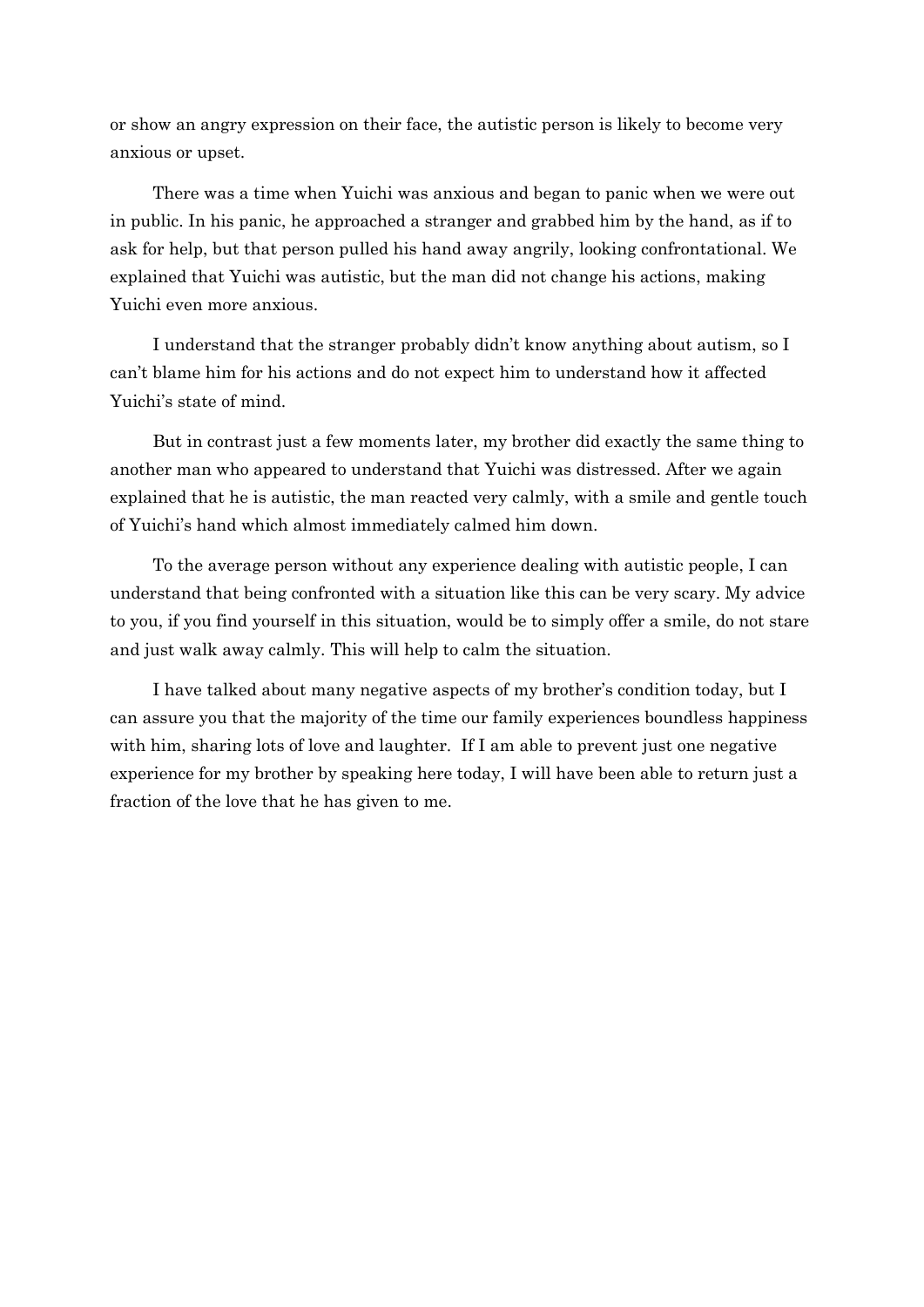or show an angry expression on their face, the autistic person is likely to become very anxious or upset.

There was a time when Yuichi was anxious and began to panic when we were out in public. In his panic, he approached a stranger and grabbed him by the hand, as if to ask for help, but that person pulled his hand away angrily, looking confrontational. We explained that Yuichi was autistic, but the man did not change his actions, making Yuichi even more anxious.

I understand that the stranger probably didn't know anything about autism, so I can't blame him for his actions and do not expect him to understand how it affected Yuichi's state of mind.

But in contrast just a few moments later, my brother did exactly the same thing to another man who appeared to understand that Yuichi was distressed. After we again explained that he is autistic, the man reacted very calmly, with a smile and gentle touch of Yuichi's hand which almost immediately calmed him down.

To the average person without any experience dealing with autistic people, I can understand that being confronted with a situation like this can be very scary. My advice to you, if you find yourself in this situation, would be to simply offer a smile, do not stare and just walk away calmly. This will help to calm the situation.

I have talked about many negative aspects of my brother's condition today, but I can assure you that the majority of the time our family experiences boundless happiness with him, sharing lots of love and laughter. If I am able to prevent just one negative experience for my brother by speaking here today, I will have been able to return just a fraction of the love that he has given to me.